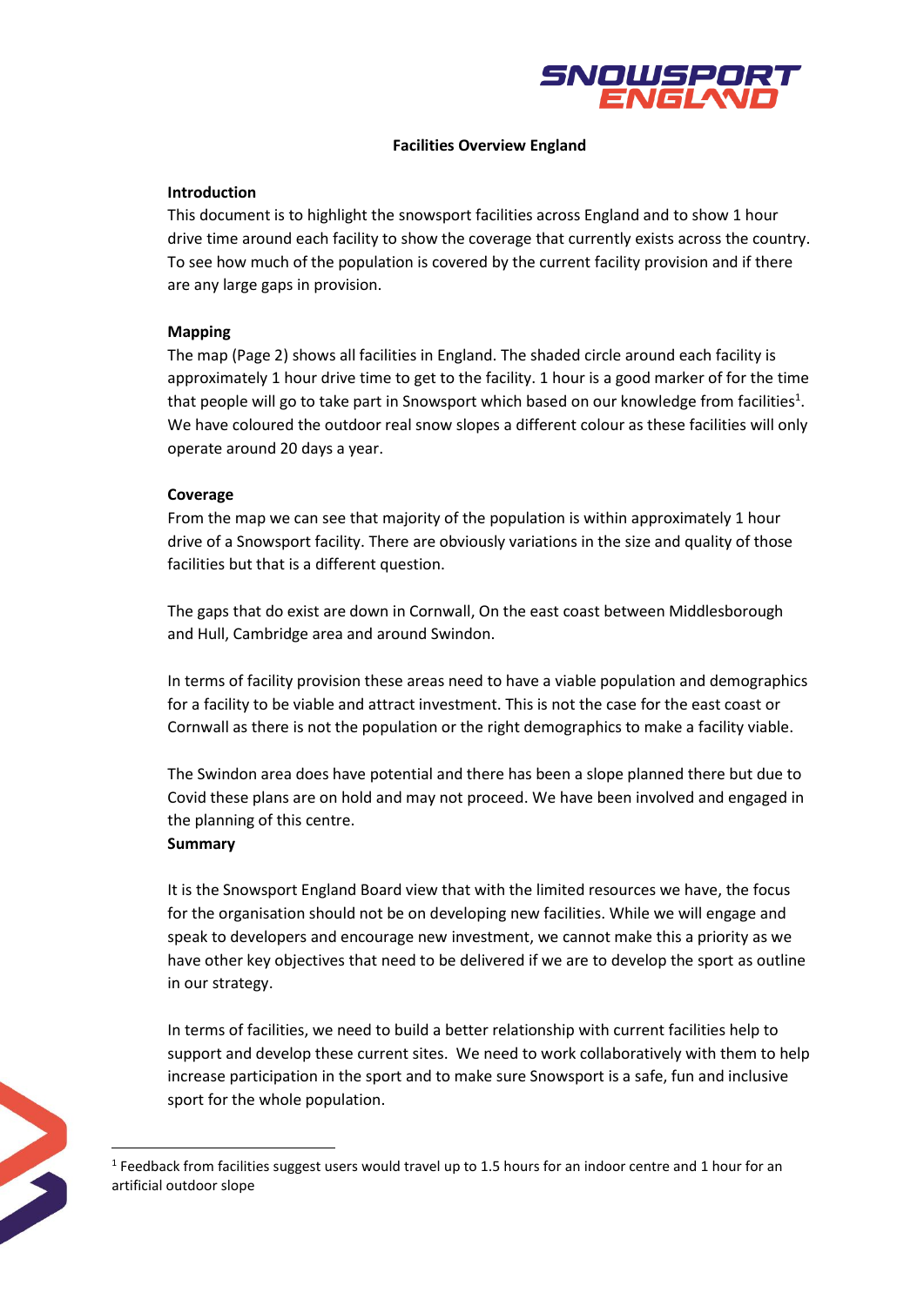# Facilities Overview England

## Introduction

This document is to highlight the snowsport facilities across England and to show 1 hour drive time around each facility to show the coverage that currently exists across the country. To see how much of the population is covered by the current facility provision and if there are any large gaps in provision.

## Mapping

The map (Page 2) shows all facilities in England. The shaded circle around each facility is approximately 1 hour drive time to get to the facility. 1 hour is a good marker of for the time that people will go to take part in Snowsport which based on our knowledge from facilities[1]. We have coloured the outdoor real snow slopes a different colour as these facilities will only operate around 20 days a year.

## Coverage

From the map we can see that majority of the population is within approximately 1 hour drive of a Snowsport facility. There are obviously variations in the size and quality of those facilities but that is a different question.

The gaps that do exist are down in Cornwall, On the east coast between Middlesborough and Hull, Cambridge area and around Swindon.

In terms of facility provision these areas need to have a viable population and demographics for a facility to be viable and attract investment. This is not the case for the east coast or Cornwall as there is not the population or the right demographics to make a facility viable.

The Swindon area does have potential and there has been a slope planned there but due to Covid these plans are on hold and may not proceed. We have been involved and engaged in the planning of this centre.

## Summary

It is the Snowsport England Board view that with the limited resources we have, the focus for the organisation should not be on developing new facilities. While we will engage and speak to developers and encourage new investment, we cannot make this a priority as we have other key objectives that need to be delivered if we are to develop the sport as outline in our strategy.

In terms of facilities, we need to build a better relationship with current facilities help to support and develop these current sites. We need to work collaboratively with them to help increase participation in the sport and to make sure Snowsport is a safe, fun and inclusive sport for the whole population.

---

[1] Feedback from facilities suggest users would travel up to 1.5 hours for an indoor centre and 1 hour for an artificial outdoor slope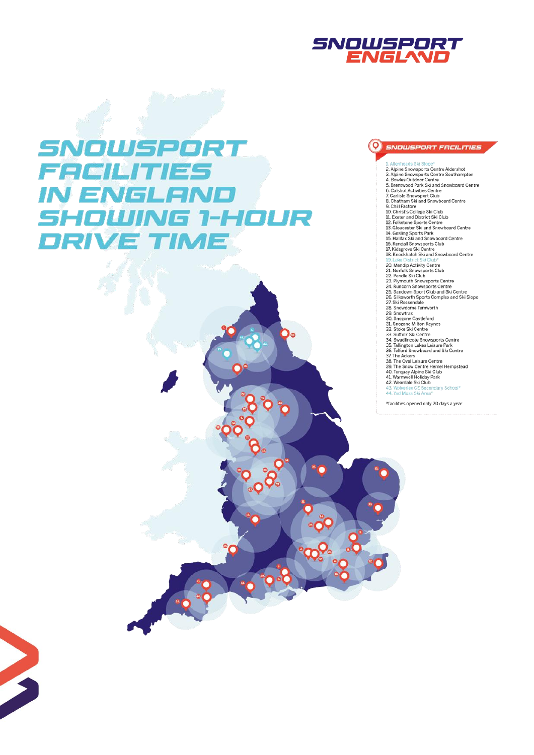SNOWSPORT ENGLAND

# SNOWSPORT FACILITIES IN ENGLAND SHOWING 1-HOUR DRIVE TIME

## SNOWSPORT FACILITIES

1. Allenheads Ski Slope*
2. Alpine Snowsports Centre Aldershot
3. Alpine Snowsports Centre Southampton
4. Bowles Outdoor Centre
5. Brentwood Park Ski and Snowboard Centre
6. Calshot Activities Centre
7. Carlisle Snowsport Club
8. Chatham Ski and Snowboard Centre
9. Chill Factore
10. Christ's College Ski Club
11. Exeter and District Ski Club
12. Folkstone Sports Centre
13. Gloucester Ski and Snowboard Centre
14. Gosling Sports Park
15. Halifax Ski and Snowboard Centre
16. Kendall Snowsports Club
17. Kidsgrove Ski Centre
18. Knockhatch Ski and Snowboard Centre
19. Lake District Ski Club*
20. Mendip Activity Centre
21. Norfolk Snowsports Club
22. Pendle Ski Club
23. Plymouth Snowsports Centre
24. Runcorn Snowsports Centre
25. Sandown Sport Club and Ski Centre
26. Silksworth Sports Complex and Ski Slope
27. Ski Rossendale
28. Snowdome Tamworth
29. Snowtrax
30. Snozone Castleford
31. Snozone Milton Keynes
32. Stoke Ski Centre
33. Suffolk Ski Centre
34. Swadlincote Snowsports Centre
35. Tallington Lakes Leisure Park
36. Telford Snowboard and Ski Centre
37. The Ackers
38. The Oval Leisure Centre
39. The Snow Centre Hemel Hempstead
40. Torquay Alpine Ski Club
41. Warmwell Holiday Park
42. Weardale Ski Club
43. Wolverley CE Secondary School*
44. Yad Moss Ski Area*

*facilities opened only 20 days a year